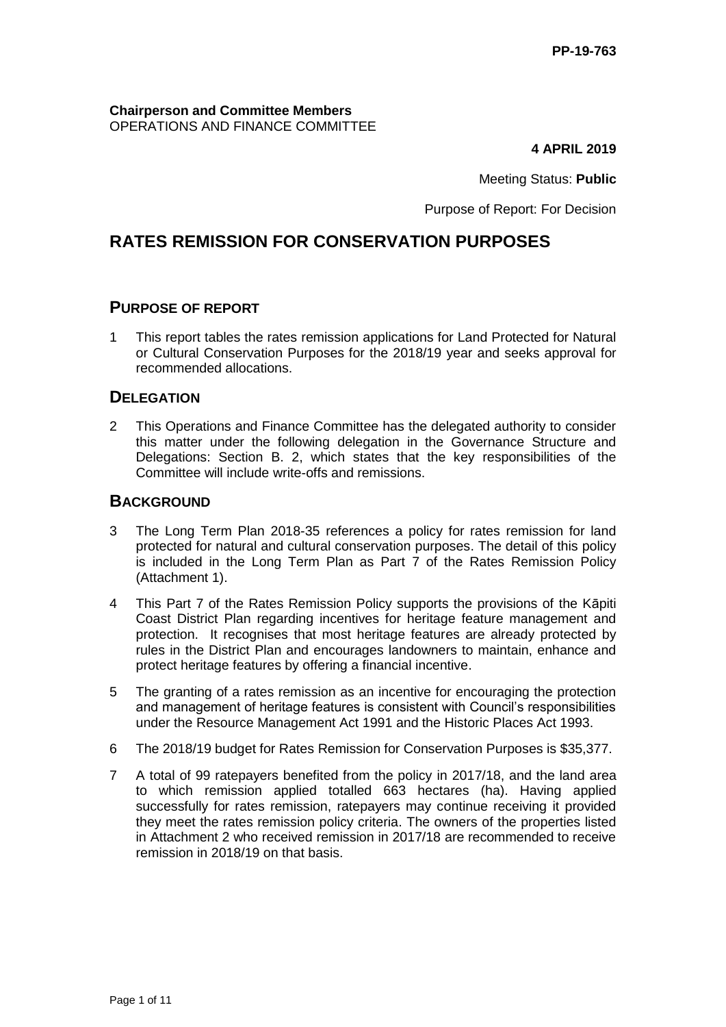PP-19-763

**Chairperson and Committee Members**
OPERATIONS AND FINANCE COMMITTEE

**4 APRIL 2019**

Meeting Status: **Public**

Purpose of Report: For Decision

# RATES REMISSION FOR CONSERVATION PURPOSES

## PURPOSE OF REPORT

1 This report tables the rates remission applications for Land Protected for Natural or Cultural Conservation Purposes for the 2018/19 year and seeks approval for recommended allocations.

## DELEGATION

2 This Operations and Finance Committee has the delegated authority to consider this matter under the following delegation in the Governance Structure and Delegations: Section B. 2, which states that the key responsibilities of the Committee will include write-offs and remissions.

## BACKGROUND

3 The Long Term Plan 2018-35 references a policy for rates remission for land protected for natural and cultural conservation purposes. The detail of this policy is included in the Long Term Plan as Part 7 of the Rates Remission Policy (Attachment 1).

4 This Part 7 of the Rates Remission Policy supports the provisions of the Kāpiti Coast District Plan regarding incentives for heritage feature management and protection. It recognises that most heritage features are already protected by rules in the District Plan and encourages landowners to maintain, enhance and protect heritage features by offering a financial incentive.

5 The granting of a rates remission as an incentive for encouraging the protection and management of heritage features is consistent with Council's responsibilities under the Resource Management Act 1991 and the Historic Places Act 1993.

6 The 2018/19 budget for Rates Remission for Conservation Purposes is $35,377.

7 A total of 99 ratepayers benefited from the policy in 2017/18, and the land area to which remission applied totalled 663 hectares (ha). Having applied successfully for rates remission, ratepayers may continue receiving it provided they meet the rates remission policy criteria. The owners of the properties listed in Attachment 2 who received remission in 2017/18 are recommended to receive remission in 2018/19 on that basis.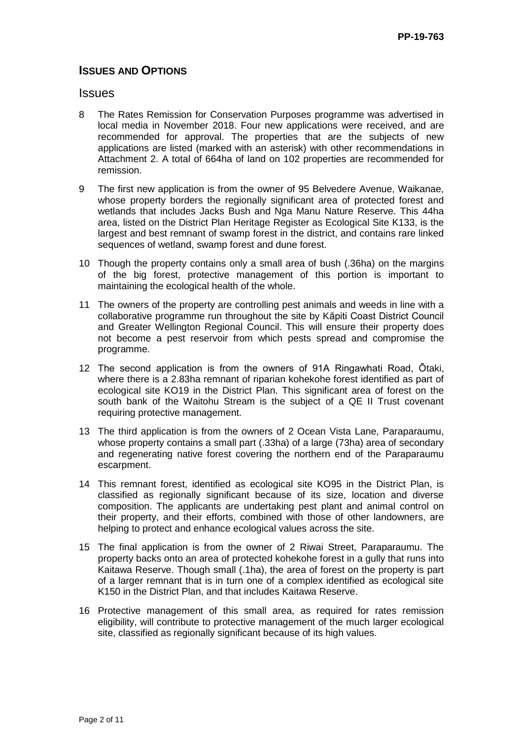## ISSUES AND OPTIONS

### Issues

8 The Rates Remission for Conservation Purposes programme was advertised in local media in November 2018. Four new applications were received, and are recommended for approval. The properties that are the subjects of new applications are listed (marked with an asterisk) with other recommendations in Attachment 2. A total of 664ha of land on 102 properties are recommended for remission.

9 The first new application is from the owner of 95 Belvedere Avenue, Waikanae, whose property borders the regionally significant area of protected forest and wetlands that includes Jacks Bush and Nga Manu Nature Reserve. This 44ha area, listed on the District Plan Heritage Register as Ecological Site K133, is the largest and best remnant of swamp forest in the district, and contains rare linked sequences of wetland, swamp forest and dune forest.

10 Though the property contains only a small area of bush (.36ha) on the margins of the big forest, protective management of this portion is important to maintaining the ecological health of the whole.

11 The owners of the property are controlling pest animals and weeds in line with a collaborative programme run throughout the site by Kāpiti Coast District Council and Greater Wellington Regional Council. This will ensure their property does not become a pest reservoir from which pests spread and compromise the programme.

12 The second application is from the owners of 91A Ringawhati Road, Ōtaki, where there is a 2.83ha remnant of riparian kohekohe forest identified as part of ecological site KO19 in the District Plan. This significant area of forest on the south bank of the Waitohu Stream is the subject of a QE II Trust covenant requiring protective management.

13 The third application is from the owners of 2 Ocean Vista Lane, Paraparaumu, whose property contains a small part (.33ha) of a large (73ha) area of secondary and regenerating native forest covering the northern end of the Paraparaumu escarpment.

14 This remnant forest, identified as ecological site KO95 in the District Plan, is classified as regionally significant because of its size, location and diverse composition. The applicants are undertaking pest plant and animal control on their property, and their efforts, combined with those of other landowners, are helping to protect and enhance ecological values across the site.

15 The final application is from the owner of 2 Riwai Street, Paraparaumu. The property backs onto an area of protected kohekohe forest in a gully that runs into Kaitawa Reserve. Though small (.1ha), the area of forest on the property is part of a larger remnant that is in turn one of a complex identified as ecological site K150 in the District Plan, and that includes Kaitawa Reserve.

16 Protective management of this small area, as required for rates remission eligibility, will contribute to protective management of the much larger ecological site, classified as regionally significant because of its high values.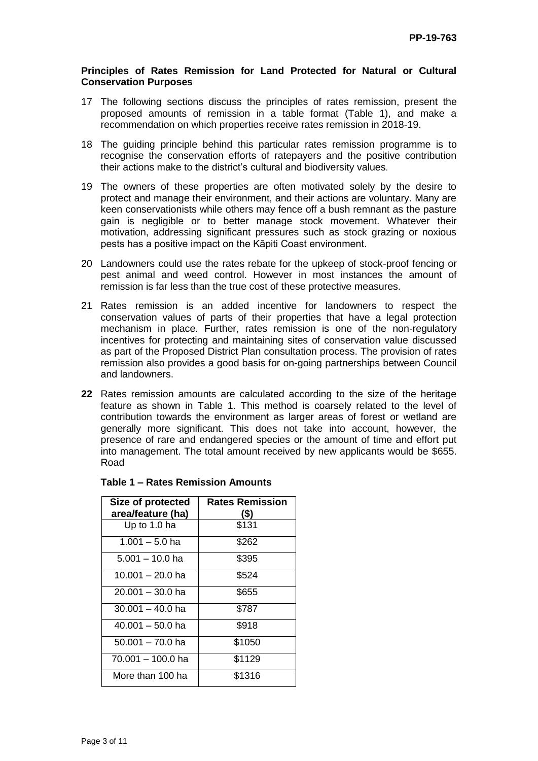**Principles of Rates Remission for Land Protected for Natural or Cultural Conservation Purposes**

17 The following sections discuss the principles of rates remission, present the proposed amounts of remission in a table format (Table 1), and make a recommendation on which properties receive rates remission in 2018-19.

18 The guiding principle behind this particular rates remission programme is to recognise the conservation efforts of ratepayers and the positive contribution their actions make to the district's cultural and biodiversity values.

19 The owners of these properties are often motivated solely by the desire to protect and manage their environment, and their actions are voluntary. Many are keen conservationists while others may fence off a bush remnant as the pasture gain is negligible or to better manage stock movement. Whatever their motivation, addressing significant pressures such as stock grazing or noxious pests has a positive impact on the Kāpiti Coast environment.

20 Landowners could use the rates rebate for the upkeep of stock-proof fencing or pest animal and weed control. However in most instances the amount of remission is far less than the true cost of these protective measures.

21 Rates remission is an added incentive for landowners to respect the conservation values of parts of their properties that have a legal protection mechanism in place. Further, rates remission is one of the non-regulatory incentives for protecting and maintaining sites of conservation value discussed as part of the Proposed District Plan consultation process. The provision of rates remission also provides a good basis for on-going partnerships between Council and landowners.

**22** Rates remission amounts are calculated according to the size of the heritage feature as shown in Table 1. This method is coarsely related to the level of contribution towards the environment as larger areas of forest or wetland are generally more significant. This does not take into account, however, the presence of rare and endangered species or the amount of time and effort put into management. The total amount received by new applicants would be $655. Road

**Table 1 – Rates Remission Amounts**

| Size of protected area/feature (ha) | Rates Remission ($) |
|---|---|
| Up to 1.0 ha | $131 |
| 1.001 – 5.0 ha | $262 |
| 5.001 – 10.0 ha | $395 |
| 10.001 – 20.0 ha | $524 |
| 20.001 – 30.0 ha | $655 |
| 30.001 – 40.0 ha | $787 |
| 40.001 – 50.0 ha | $918 |
| 50.001 – 70.0 ha | $1050 |
| 70.001 – 100.0 ha | $1129 |
| More than 100 ha | $1316 |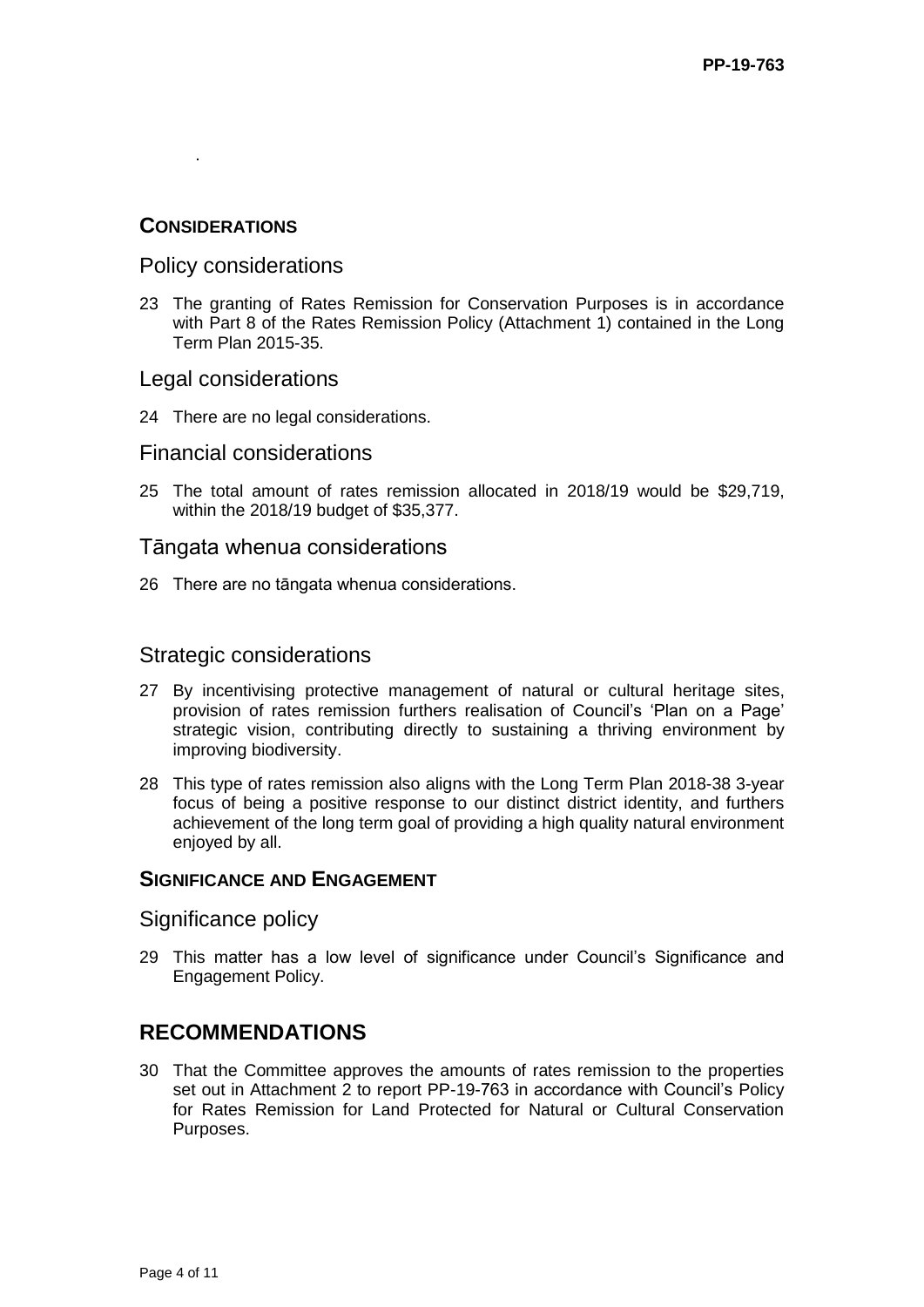.

## CONSIDERATIONS

### Policy considerations

23 The granting of Rates Remission for Conservation Purposes is in accordance with Part 8 of the Rates Remission Policy (Attachment 1) contained in the Long Term Plan 2015-35.

### Legal considerations

24 There are no legal considerations.

### Financial considerations

25 The total amount of rates remission allocated in 2018/19 would be $29,719, within the 2018/19 budget of $35,377.

### Tāngata whenua considerations

26 There are no tāngata whenua considerations.

### Strategic considerations

27 By incentivising protective management of natural or cultural heritage sites, provision of rates remission furthers realisation of Council's 'Plan on a Page' strategic vision, contributing directly to sustaining a thriving environment by improving biodiversity.

28 This type of rates remission also aligns with the Long Term Plan 2018-38 3-year focus of being a positive response to our distinct district identity, and furthers achievement of the long term goal of providing a high quality natural environment enjoyed by all.

## SIGNIFICANCE AND ENGAGEMENT

### Significance policy

29 This matter has a low level of significance under Council's Significance and Engagement Policy.

# RECOMMENDATIONS

30 That the Committee approves the amounts of rates remission to the properties set out in Attachment 2 to report PP-19-763 in accordance with Council's Policy for Rates Remission for Land Protected for Natural or Cultural Conservation Purposes.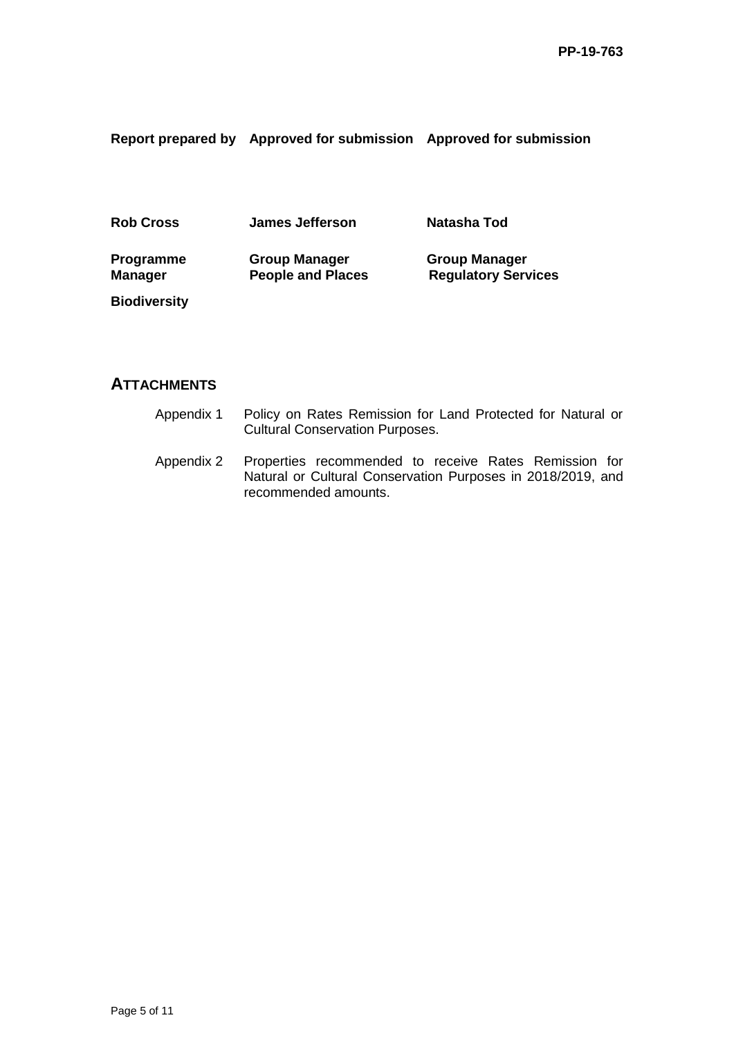| **Report prepared by** | **Approved for submission** | **Approved for submission** |
|---|---|---|
| **Rob Cross** | **James Jefferson** | **Natasha Tod** |
| **Programme Manager Biodiversity** | **Group Manager People and Places** | **Group Manager Regulatory Services** |

## ATTACHMENTS

Appendix 1 Policy on Rates Remission for Land Protected for Natural or Cultural Conservation Purposes.

Appendix 2 Properties recommended to receive Rates Remission for Natural or Cultural Conservation Purposes in 2018/2019, and recommended amounts.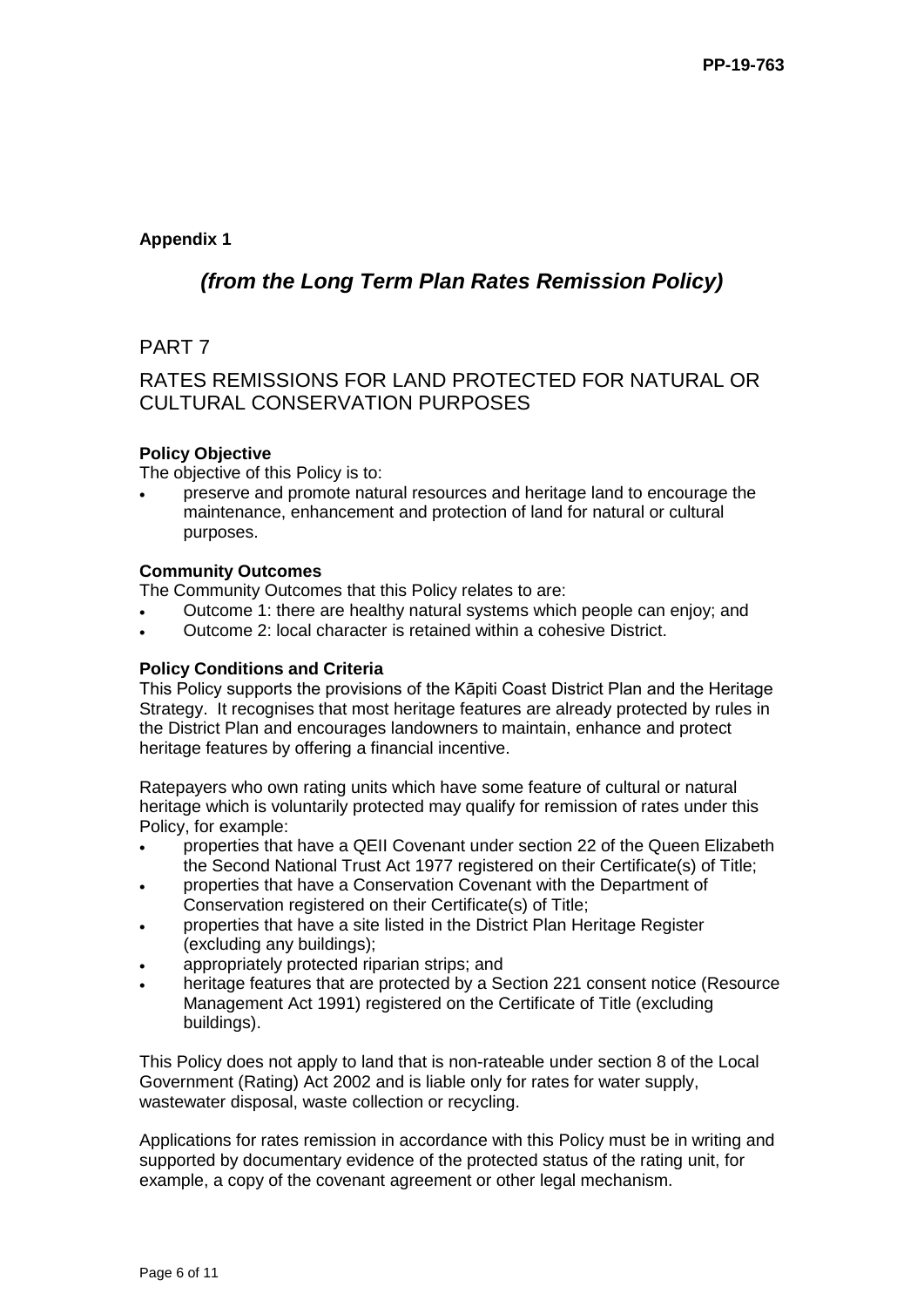**Appendix 1**

## *(from the Long Term Plan Rates Remission Policy)*

# PART 7

# RATES REMISSIONS FOR LAND PROTECTED FOR NATURAL OR CULTURAL CONSERVATION PURPOSES

**Policy Objective**

The objective of this Policy is to:

- preserve and promote natural resources and heritage land to encourage the maintenance, enhancement and protection of land for natural or cultural purposes.

**Community Outcomes**

The Community Outcomes that this Policy relates to are:

- Outcome 1: there are healthy natural systems which people can enjoy; and
- Outcome 2: local character is retained within a cohesive District.

**Policy Conditions and Criteria**

This Policy supports the provisions of the Kāpiti Coast District Plan and the Heritage Strategy. It recognises that most heritage features are already protected by rules in the District Plan and encourages landowners to maintain, enhance and protect heritage features by offering a financial incentive.

Ratepayers who own rating units which have some feature of cultural or natural heritage which is voluntarily protected may qualify for remission of rates under this Policy, for example:

- properties that have a QEII Covenant under section 22 of the Queen Elizabeth the Second National Trust Act 1977 registered on their Certificate(s) of Title;
- properties that have a Conservation Covenant with the Department of Conservation registered on their Certificate(s) of Title;
- properties that have a site listed in the District Plan Heritage Register (excluding any buildings);
- appropriately protected riparian strips; and
- heritage features that are protected by a Section 221 consent notice (Resource Management Act 1991) registered on the Certificate of Title (excluding buildings).

This Policy does not apply to land that is non-rateable under section 8 of the Local Government (Rating) Act 2002 and is liable only for rates for water supply, wastewater disposal, waste collection or recycling.

Applications for rates remission in accordance with this Policy must be in writing and supported by documentary evidence of the protected status of the rating unit, for example, a copy of the covenant agreement or other legal mechanism.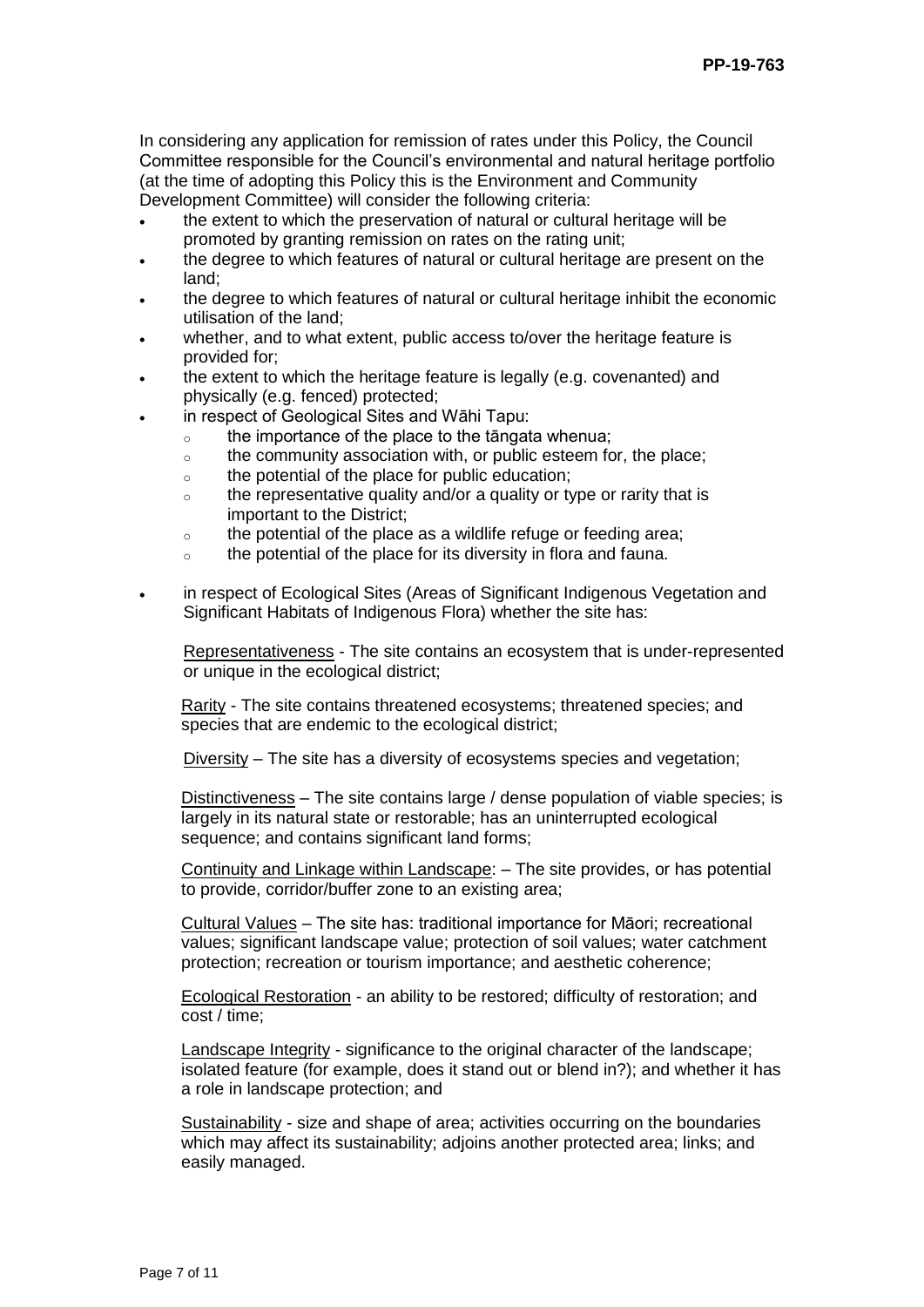In considering any application for remission of rates under this Policy, the Council Committee responsible for the Council's environmental and natural heritage portfolio (at the time of adopting this Policy this is the Environment and Community Development Committee) will consider the following criteria:

- the extent to which the preservation of natural or cultural heritage will be promoted by granting remission on rates on the rating unit;
- the degree to which features of natural or cultural heritage are present on the land;
- the degree to which features of natural or cultural heritage inhibit the economic utilisation of the land;
- whether, and to what extent, public access to/over the heritage feature is provided for;
- the extent to which the heritage feature is legally (e.g. covenanted) and physically (e.g. fenced) protected;
- in respect of Geological Sites and Wāhi Tapu:
  - the importance of the place to the tāngata whenua;
  - the community association with, or public esteem for, the place;
  - the potential of the place for public education;
  - the representative quality and/or a quality or type or rarity that is important to the District;
  - the potential of the place as a wildlife refuge or feeding area;
  - the potential of the place for its diversity in flora and fauna.
- in respect of Ecological Sites (Areas of Significant Indigenous Vegetation and Significant Habitats of Indigenous Flora) whether the site has:

  <u>Representativeness</u> - The site contains an ecosystem that is under-represented or unique in the ecological district;

  <u>Rarity</u> - The site contains threatened ecosystems; threatened species; and species that are endemic to the ecological district;

  <u>Diversity</u> – The site has a diversity of ecosystems species and vegetation;

  <u>Distinctiveness</u> – The site contains large / dense population of viable species; is largely in its natural state or restorable; has an uninterrupted ecological sequence; and contains significant land forms;

  <u>Continuity and Linkage within Landscape</u>: – The site provides, or has potential to provide, corridor/buffer zone to an existing area;

  <u>Cultural Values</u> – The site has: traditional importance for Māori; recreational values; significant landscape value; protection of soil values; water catchment protection; recreation or tourism importance; and aesthetic coherence;

  <u>Ecological Restoration</u> - an ability to be restored; difficulty of restoration; and cost / time;

  <u>Landscape Integrity</u> - significance to the original character of the landscape; isolated feature (for example, does it stand out or blend in?); and whether it has a role in landscape protection; and

  <u>Sustainability</u> - size and shape of area; activities occurring on the boundaries which may affect its sustainability; adjoins another protected area; links; and easily managed.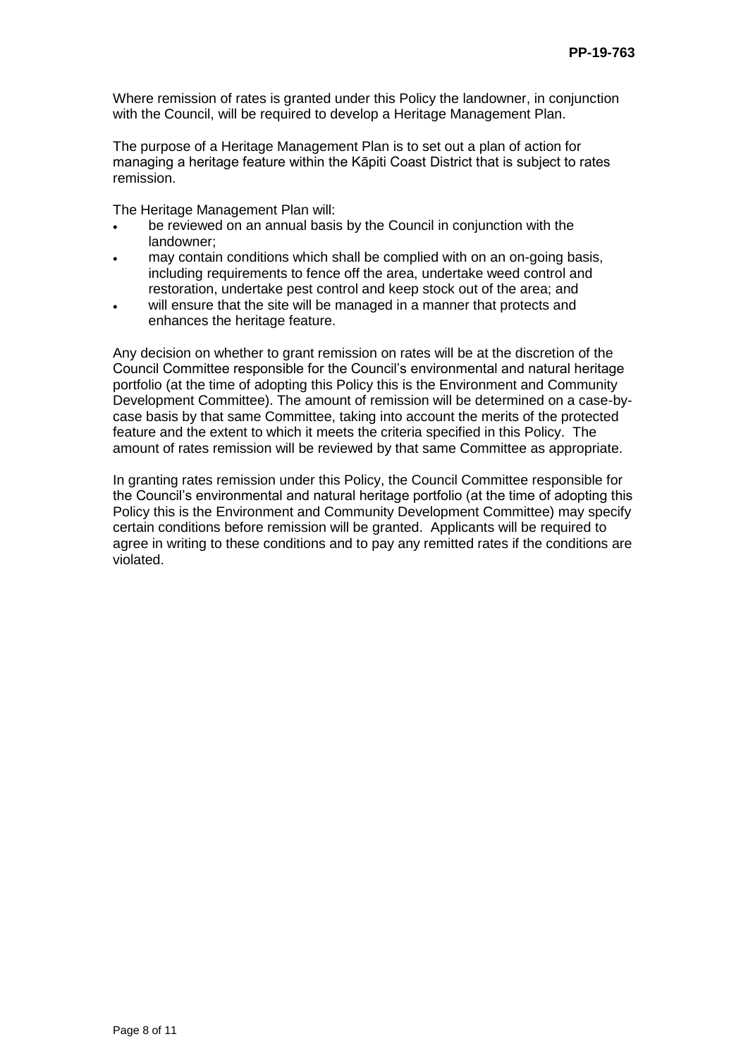Where remission of rates is granted under this Policy the landowner, in conjunction with the Council, will be required to develop a Heritage Management Plan.

The purpose of a Heritage Management Plan is to set out a plan of action for managing a heritage feature within the Kāpiti Coast District that is subject to rates remission.

The Heritage Management Plan will:

- be reviewed on an annual basis by the Council in conjunction with the landowner;
- may contain conditions which shall be complied with on an on-going basis, including requirements to fence off the area, undertake weed control and restoration, undertake pest control and keep stock out of the area; and
- will ensure that the site will be managed in a manner that protects and enhances the heritage feature.

Any decision on whether to grant remission on rates will be at the discretion of the Council Committee responsible for the Council's environmental and natural heritage portfolio (at the time of adopting this Policy this is the Environment and Community Development Committee). The amount of remission will be determined on a case-by-case basis by that same Committee, taking into account the merits of the protected feature and the extent to which it meets the criteria specified in this Policy. The amount of rates remission will be reviewed by that same Committee as appropriate.

In granting rates remission under this Policy, the Council Committee responsible for the Council's environmental and natural heritage portfolio (at the time of adopting this Policy this is the Environment and Community Development Committee) may specify certain conditions before remission will be granted. Applicants will be required to agree in writing to these conditions and to pay any remitted rates if the conditions are violated.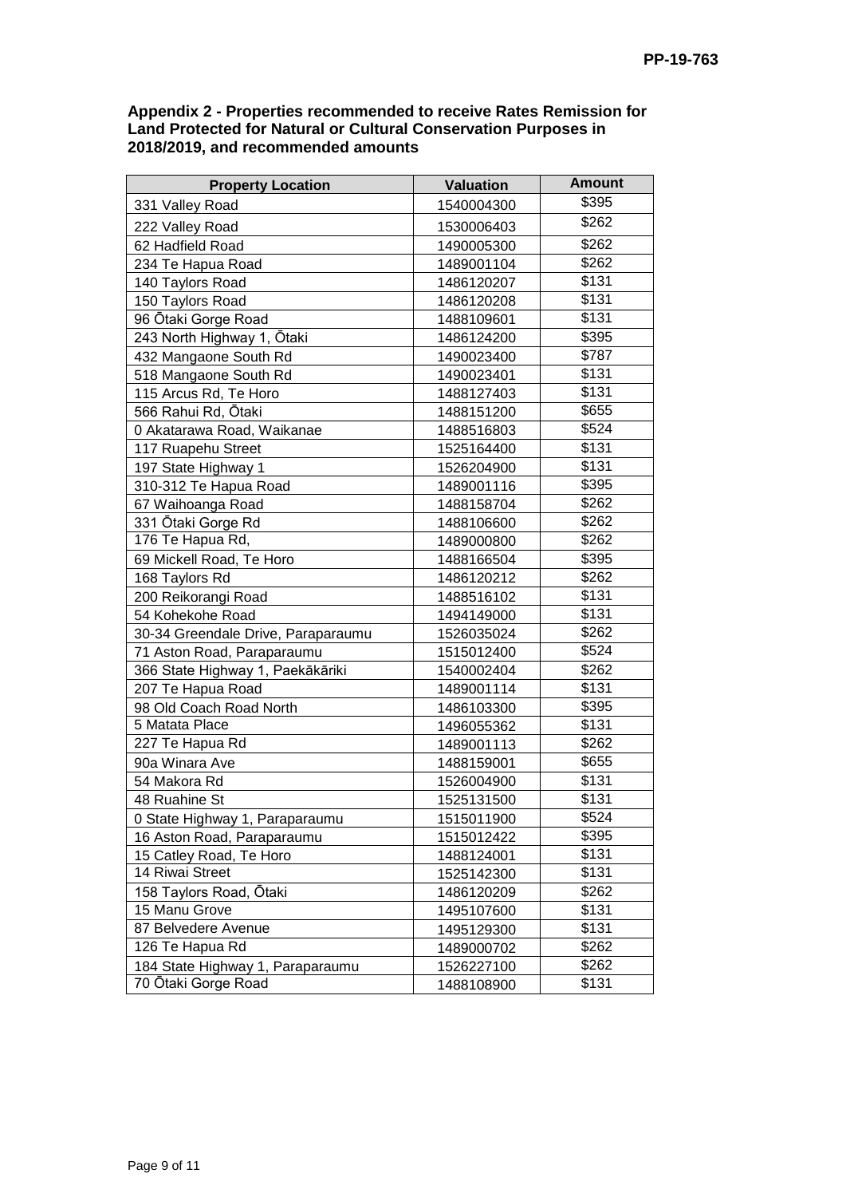**Appendix 2 - Properties recommended to receive Rates Remission for Land Protected for Natural or Cultural Conservation Purposes in 2018/2019, and recommended amounts**

| Property Location | Valuation | Amount |
|---|---|---|
| 331 Valley Road | 1540004300 | $395 |
| 222 Valley Road | 1530006403 | $262 |
| 62 Hadfield Road | 1490005300 | $262 |
| 234 Te Hapua Road | 1489001104 | $262 |
| 140 Taylors Road | 1486120207 | $131 |
| 150 Taylors Road | 1486120208 | $131 |
| 96 Ōtaki Gorge Road | 1488109601 | $131 |
| 243 North Highway 1, Ōtaki | 1486124200 | $395 |
| 432 Mangaone South Rd | 1490023400 | $787 |
| 518 Mangaone South Rd | 1490023401 | $131 |
| 115 Arcus Rd, Te Horo | 1488127403 | $131 |
| 566 Rahui Rd, Ōtaki | 1488151200 | $655 |
| 0 Akatarawa Road, Waikanae | 1488516803 | $524 |
| 117 Ruapehu Street | 1525164400 | $131 |
| 197 State Highway 1 | 1526204900 | $131 |
| 310-312 Te Hapua Road | 1489001116 | $395 |
| 67 Waihoanga Road | 1488158704 | $262 |
| 331 Ōtaki Gorge Rd | 1488106600 | $262 |
| 176 Te Hapua Rd, | 1489000800 | $262 |
| 69 Mickell Road, Te Horo | 1488166504 | $395 |
| 168 Taylors Rd | 1486120212 | $262 |
| 200 Reikorangi Road | 1488516102 | $131 |
| 54 Kohekohe Road | 1494149000 | $131 |
| 30-34 Greendale Drive, Paraparaumu | 1526035024 | $262 |
| 71 Aston Road, Paraparaumu | 1515012400 | $524 |
| 366 State Highway 1, Paekākāriki | 1540002404 | $262 |
| 207 Te Hapua Road | 1489001114 | $131 |
| 98 Old Coach Road North | 1486103300 | $395 |
| 5 Matata Place | 1496055362 | $131 |
| 227 Te Hapua Rd | 1489001113 | $262 |
| 90a Winara Ave | 1488159001 | $655 |
| 54 Makora Rd | 1526004900 | $131 |
| 48 Ruahine St | 1525131500 | $131 |
| 0 State Highway 1, Paraparaumu | 1515011900 | $524 |
| 16 Aston Road, Paraparaumu | 1515012422 | $395 |
| 15 Catley Road, Te Horo | 1488124001 | $131 |
| 14 Riwai Street | 1525142300 | $131 |
| 158 Taylors Road, Ōtaki | 1486120209 | $262 |
| 15 Manu Grove | 1495107600 | $131 |
| 87 Belvedere Avenue | 1495129300 | $131 |
| 126 Te Hapua Rd | 1489000702 | $262 |
| 184 State Highway 1, Paraparaumu | 1526227100 | $262 |
| 70 Ōtaki Gorge Road | 1488108900 | $131 |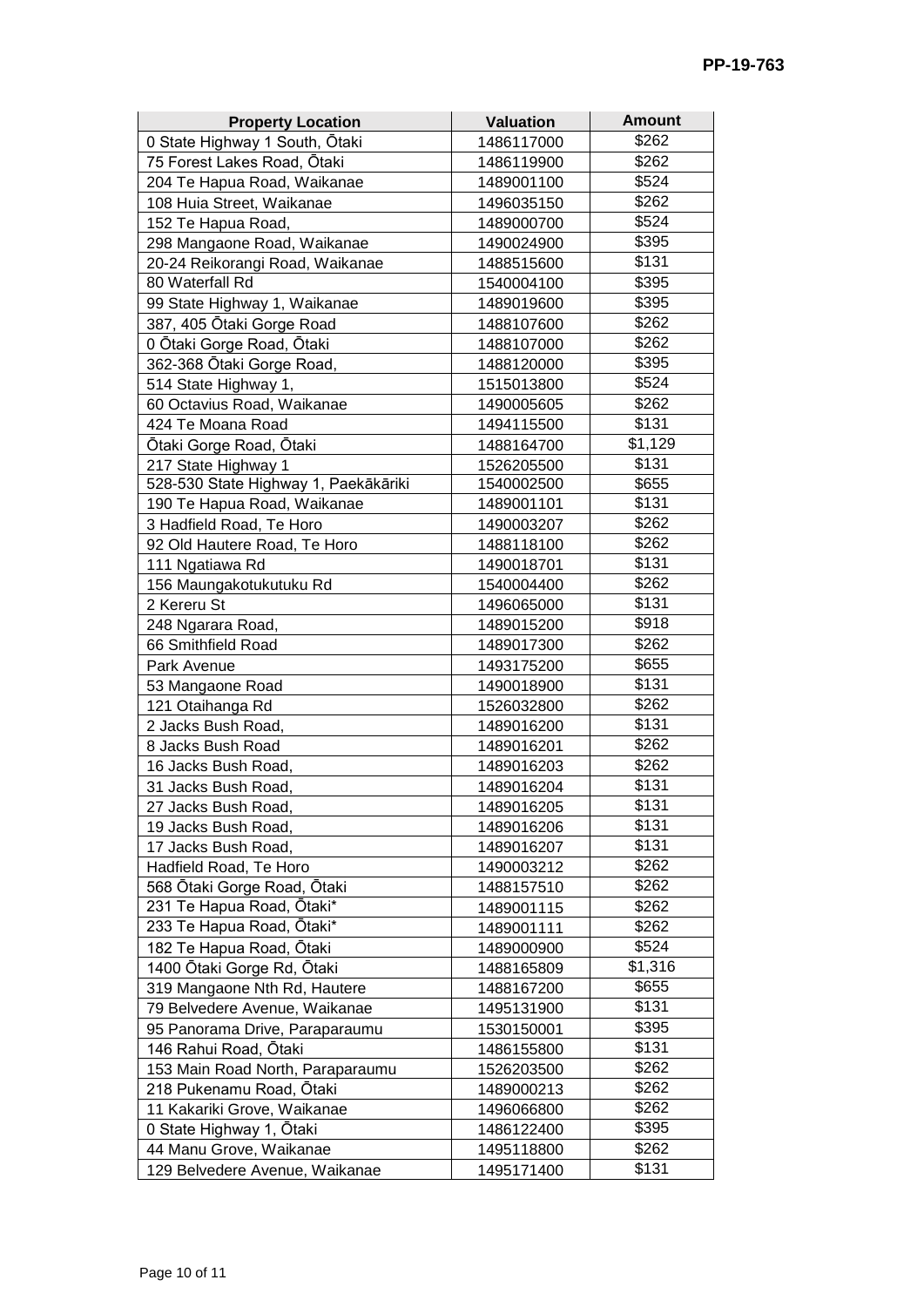| Property Location | Valuation | Amount |
| --- | --- | --- |
| 0 State Highway 1 South, Ōtaki | 1486117000 | $262 |
| 75 Forest Lakes Road, Ōtaki | 1486119900 | $262 |
| 204 Te Hapua Road, Waikanae | 1489001100 | $524 |
| 108 Huia Street, Waikanae | 1496035150 | $262 |
| 152 Te Hapua Road, | 1489000700 | $524 |
| 298 Mangaone Road, Waikanae | 1490024900 | $395 |
| 20-24 Reikorangi Road, Waikanae | 1488515600 | $131 |
| 80 Waterfall Rd | 1540004100 | $395 |
| 99 State Highway 1, Waikanae | 1489019600 | $395 |
| 387, 405 Ōtaki Gorge Road | 1488107600 | $262 |
| 0 Ōtaki Gorge Road, Ōtaki | 1488107000 | $262 |
| 362-368 Ōtaki Gorge Road, | 1488120000 | $395 |
| 514 State Highway 1, | 1515013800 | $524 |
| 60 Octavius Road, Waikanae | 1490005605 | $262 |
| 424 Te Moana Road | 1494115500 | $131 |
| Ōtaki Gorge Road, Ōtaki | 1488164700 | $1,129 |
| 217 State Highway 1 | 1526205500 | $131 |
| 528-530 State Highway 1, Paekākāriki | 1540002500 | $655 |
| 190 Te Hapua Road, Waikanae | 1489001101 | $131 |
| 3 Hadfield Road, Te Horo | 1490003207 | $262 |
| 92 Old Hautere Road, Te Horo | 1488118100 | $262 |
| 111 Ngatiawa Rd | 1490018701 | $131 |
| 156 Maungakotukutuku Rd | 1540004400 | $262 |
| 2 Kereru St | 1496065000 | $131 |
| 248 Ngarara Road, | 1489015200 | $918 |
| 66 Smithfield Road | 1489017300 | $262 |
| Park Avenue | 1493175200 | $655 |
| 53 Mangaone Road | 1490018900 | $131 |
| 121 Otaihanga Rd | 1526032800 | $262 |
| 2 Jacks Bush Road, | 1489016200 | $131 |
| 8 Jacks Bush Road | 1489016201 | $262 |
| 16 Jacks Bush Road, | 1489016203 | $262 |
| 31 Jacks Bush Road, | 1489016204 | $131 |
| 27 Jacks Bush Road, | 1489016205 | $131 |
| 19 Jacks Bush Road, | 1489016206 | $131 |
| 17 Jacks Bush Road, | 1489016207 | $131 |
| Hadfield Road, Te Horo | 1490003212 | $262 |
| 568 Ōtaki Gorge Road, Ōtaki | 1488157510 | $262 |
| 231 Te Hapua Road, Ōtaki* | 1489001115 | $262 |
| 233 Te Hapua Road, Ōtaki* | 1489001111 | $262 |
| 182 Te Hapua Road, Ōtaki | 1489000900 | $524 |
| 1400 Ōtaki Gorge Rd, Ōtaki | 1488165809 | $1,316 |
| 319 Mangaone Nth Rd, Hautere | 1488167200 | $655 |
| 79 Belvedere Avenue, Waikanae | 1495131900 | $131 |
| 95 Panorama Drive, Paraparaumu | 1530150001 | $395 |
| 146 Rahui Road, Ōtaki | 1486155800 | $131 |
| 153 Main Road North, Paraparaumu | 1526203500 | $262 |
| 218 Pukenamu Road, Ōtaki | 1489000213 | $262 |
| 11 Kakariki Grove, Waikanae | 1496066800 | $262 |
| 0 State Highway 1, Ōtaki | 1486122400 | $395 |
| 44 Manu Grove, Waikanae | 1495118800 | $262 |
| 129 Belvedere Avenue, Waikanae | 1495171400 | $131 |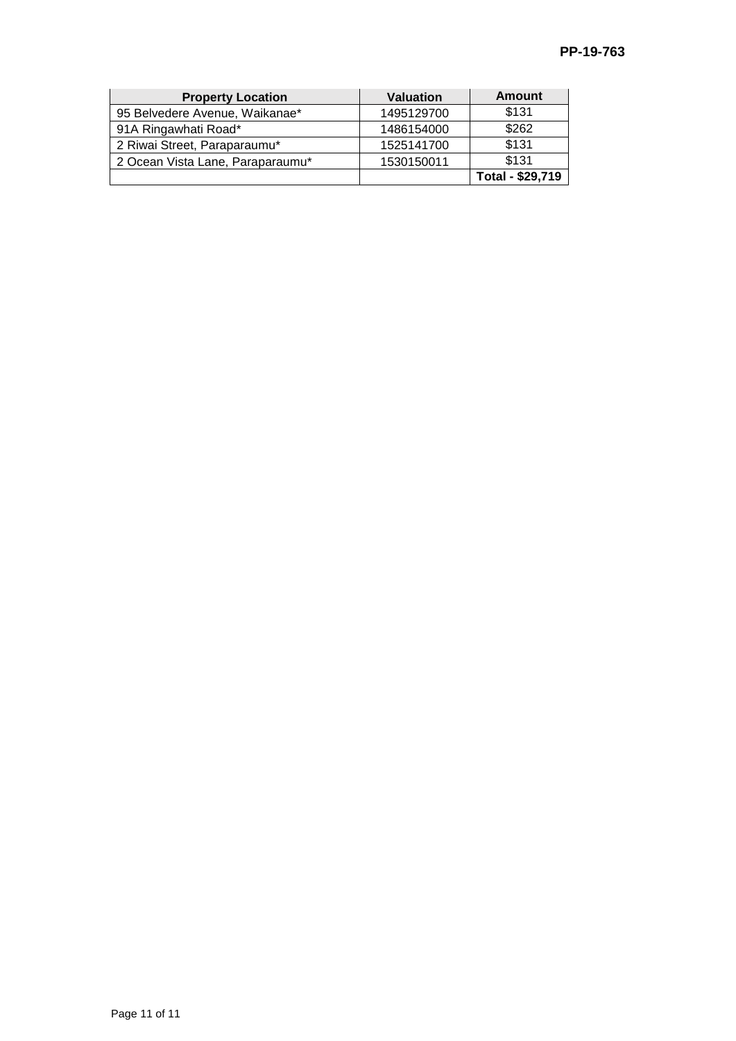| Property Location | Valuation | Amount |
|---|---|---|
| 95 Belvedere Avenue, Waikanae* | 1495129700 | $131 |
| 91A Ringawhati Road* | 1486154000 | $262 |
| 2 Riwai Street, Paraparaumu* | 1525141700 | $131 |
| 2 Ocean Vista Lane, Paraparaumu* | 1530150011 | $131 |
| | | **Total - $29,719** |